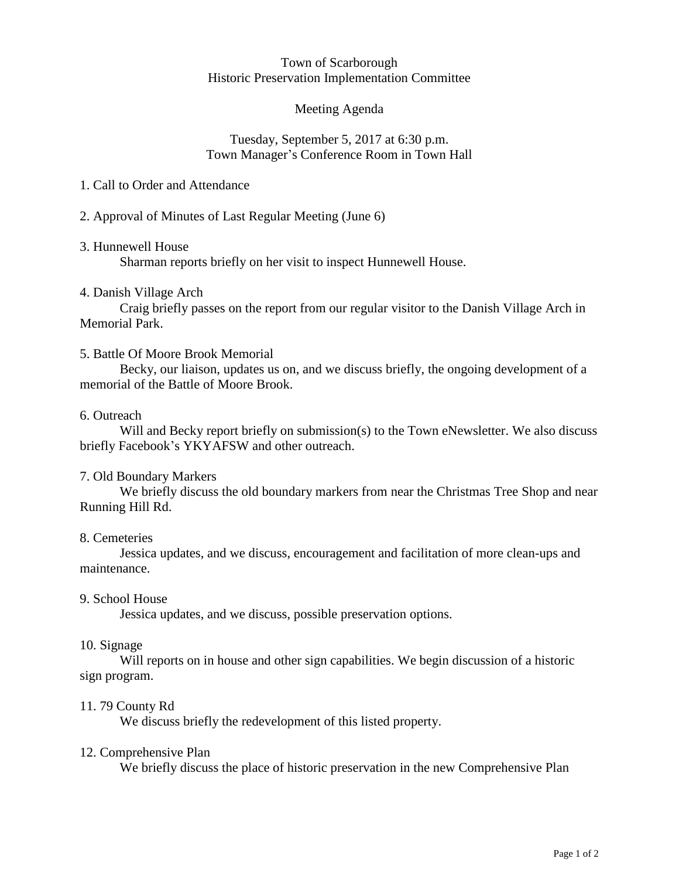# Town of Scarborough
## Historic Preservation Implementation Committee

### Meeting Agenda

Tuesday, September 5, 2017 at 6:30 p.m.
Town Manager's Conference Room in Town Hall

1. Call to Order and Attendance

2. Approval of Minutes of Last Regular Meeting (June 6)

3. Hunnewell House

   Sharman reports briefly on her visit to inspect Hunnewell House.

4. Danish Village Arch

   Craig briefly passes on the report from our regular visitor to the Danish Village Arch in Memorial Park.

5. Battle Of Moore Brook Memorial

   Becky, our liaison, updates us on, and we discuss briefly, the ongoing development of a memorial of the Battle of Moore Brook.

6. Outreach

   Will and Becky report briefly on submission(s) to the Town eNewsletter. We also discuss briefly Facebook's YKYAFSW and other outreach.

7. Old Boundary Markers

   We briefly discuss the old boundary markers from near the Christmas Tree Shop and near Running Hill Rd.

8. Cemeteries

   Jessica updates, and we discuss, encouragement and facilitation of more clean-ups and maintenance.

9. School House

   Jessica updates, and we discuss, possible preservation options.

10. Signage

    Will reports on in house and other sign capabilities. We begin discussion of a historic sign program.

11. 79 County Rd

    We discuss briefly the redevelopment of this listed property.

12. Comprehensive Plan

    We briefly discuss the place of historic preservation in the new Comprehensive Plan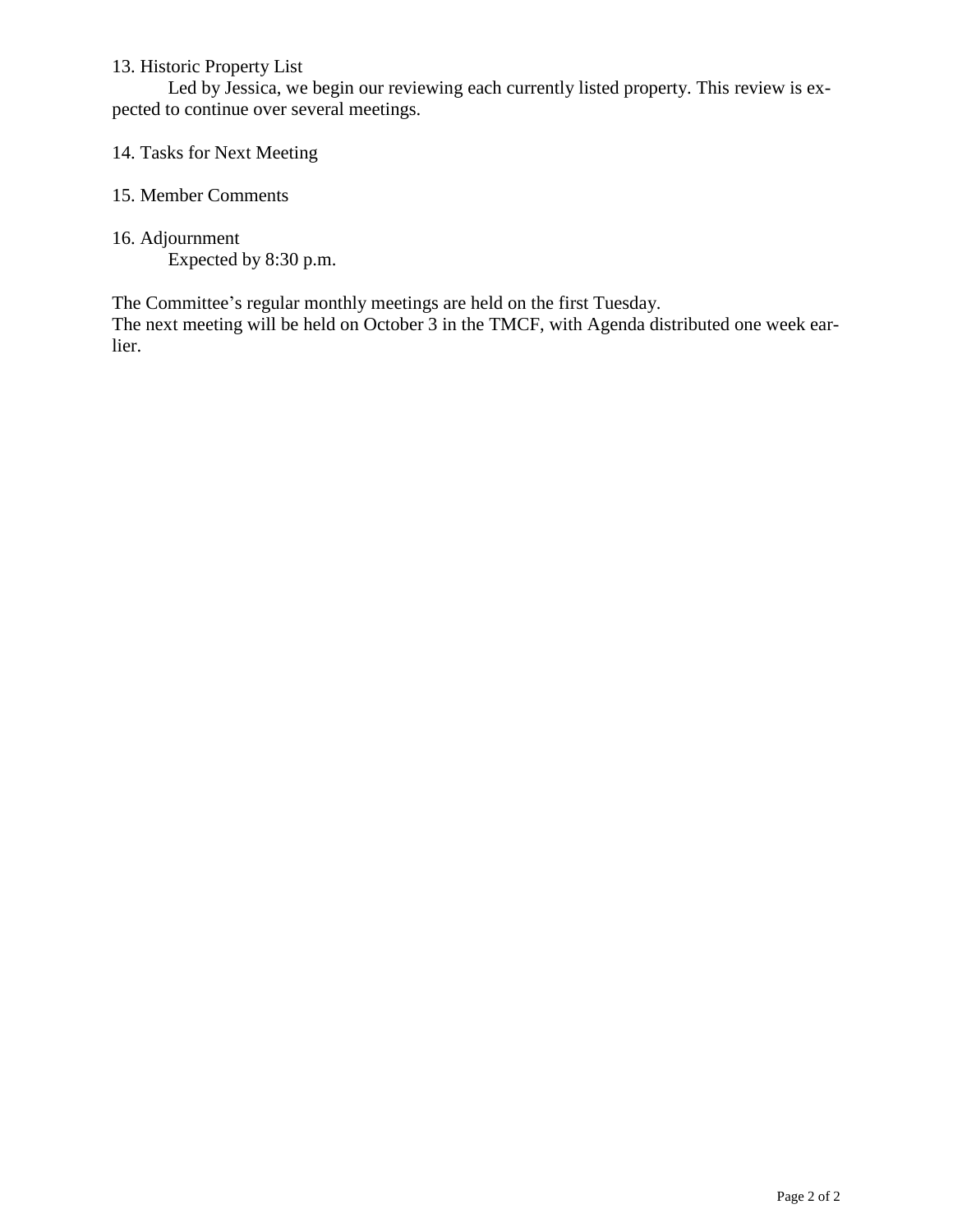13. Historic Property List

Led by Jessica, we begin our reviewing each currently listed property. This review is expected to continue over several meetings.

14. Tasks for Next Meeting

15. Member Comments

16. Adjournment

Expected by 8:30 p.m.

The Committee's regular monthly meetings are held on the first Tuesday.
The next meeting will be held on October 3 in the TMCF, with Agenda distributed one week earlier.